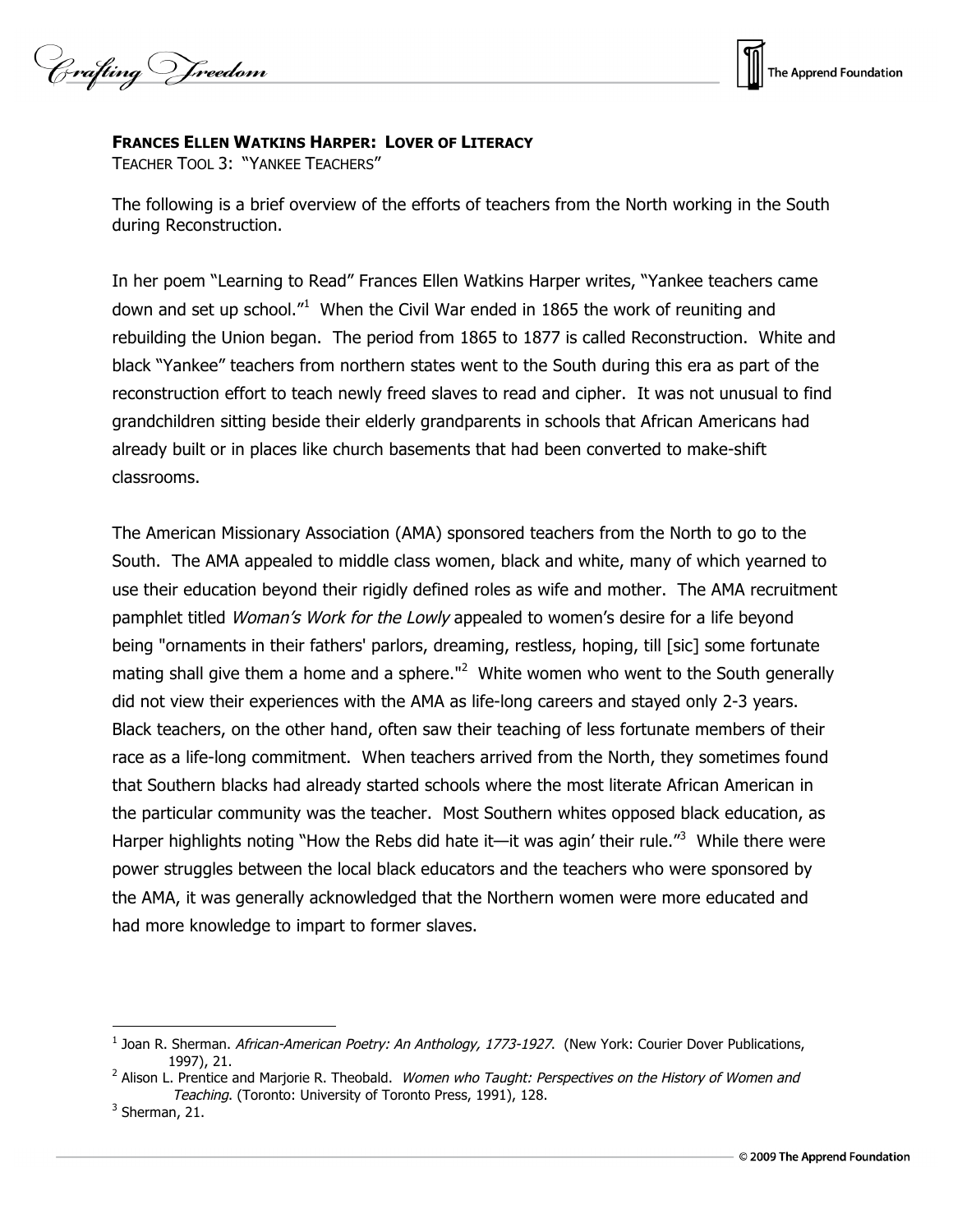**Frances Ellen Watkins Harper: Lover of Literacy**

Teacher Tool 3: "Yankee Teachers"

The following is a brief overview of the efforts of teachers from the North working in the South during Reconstruction.

In her poem "Learning to Read" Frances Ellen Watkins Harper writes, "Yankee teachers came down and set up school."[1] When the Civil War ended in 1865 the work of reuniting and rebuilding the Union began. The period from 1865 to 1877 is called Reconstruction. White and black "Yankee" teachers from northern states went to the South during this era as part of the reconstruction effort to teach newly freed slaves to read and cipher. It was not unusual to find grandchildren sitting beside their elderly grandparents in schools that African Americans had already built or in places like church basements that had been converted to make-shift classrooms.

The American Missionary Association (AMA) sponsored teachers from the North to go to the South. The AMA appealed to middle class women, black and white, many of which yearned to use their education beyond their rigidly defined roles as wife and mother. The AMA recruitment pamphlet titled *Woman's Work for the Lowly* appealed to women's desire for a life beyond being "ornaments in their fathers' parlors, dreaming, restless, hoping, till [sic] some fortunate mating shall give them a home and a sphere."[2] White women who went to the South generally did not view their experiences with the AMA as life-long careers and stayed only 2-3 years. Black teachers, on the other hand, often saw their teaching of less fortunate members of their race as a life-long commitment. When teachers arrived from the North, they sometimes found that Southern blacks had already started schools where the most literate African American in the particular community was the teacher. Most Southern whites opposed black education, as Harper highlights noting "How the Rebs did hate it—it was agin' their rule."[3] While there were power struggles between the local black educators and the teachers who were sponsored by the AMA, it was generally acknowledged that the Northern women were more educated and had more knowledge to impart to former slaves.

---

[1] Joan R. Sherman. *African-American Poetry: An Anthology, 1773-1927*. (New York: Courier Dover Publications, 1997), 21.

[2] Alison L. Prentice and Marjorie R. Theobald. *Women who Taught: Perspectives on the History of Women and Teaching*. (Toronto: University of Toronto Press, 1991), 128.

[3] Sherman, 21.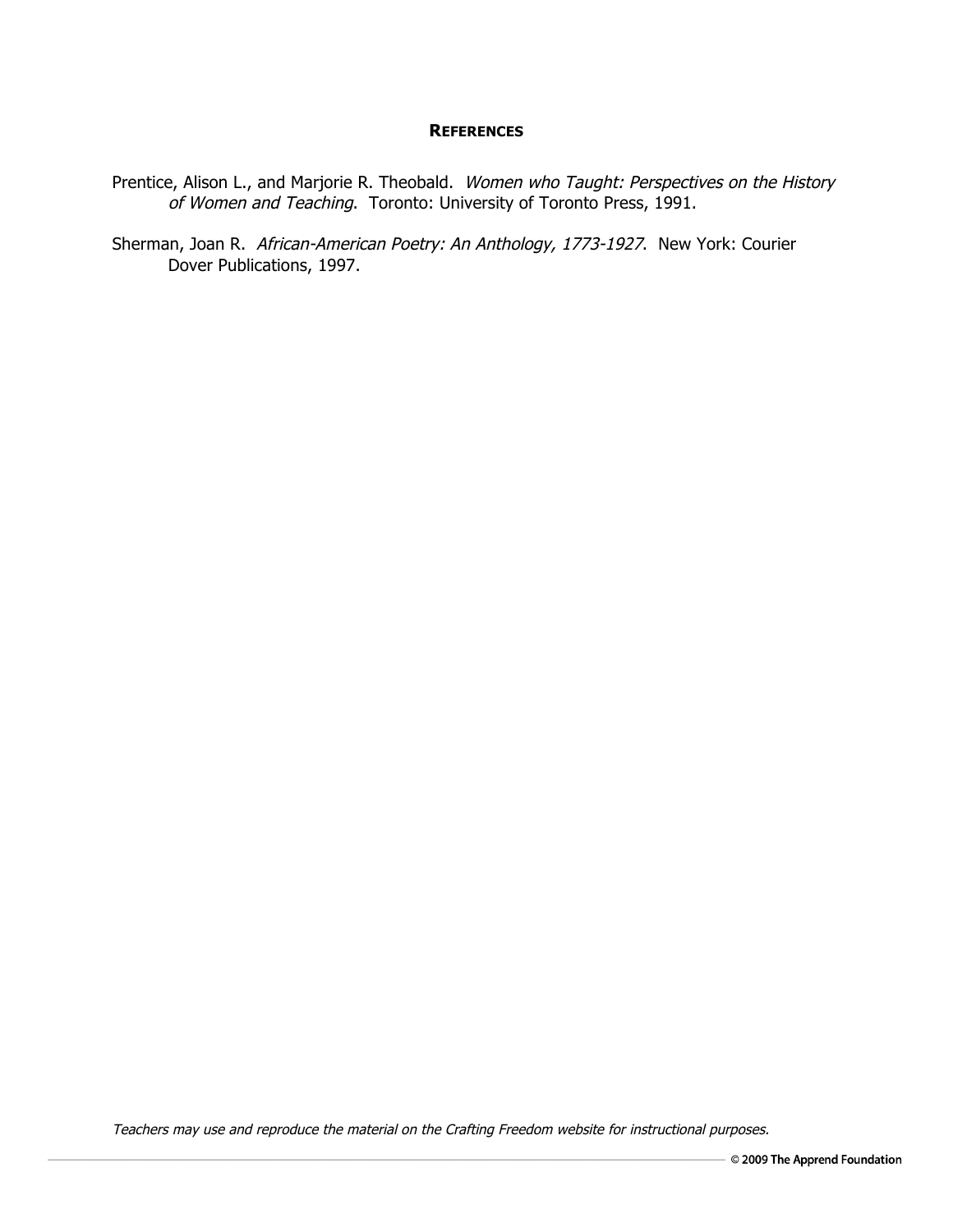## References

Prentice, Alison L., and Marjorie R. Theobald. *Women who Taught: Perspectives on the History of Women and Teaching*. Toronto: University of Toronto Press, 1991.

Sherman, Joan R. *African-American Poetry: An Anthology, 1773-1927*. New York: Courier Dover Publications, 1997.

*Teachers may use and reproduce the material on the Crafting Freedom website for instructional purposes.*

© 2009 The Apprend Foundation